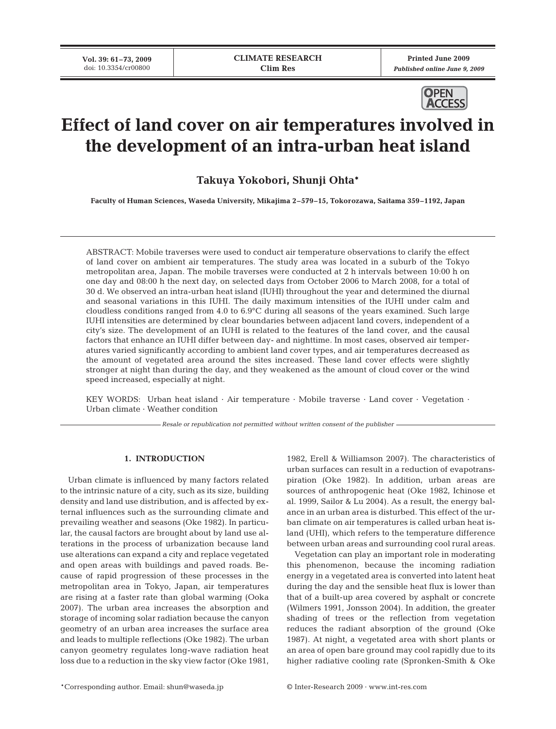# Effect of land cover on air temperatures involved in the development of an intra-urban heat island

**Takuya Yokobori, Shunji Ohta***

**Faculty of Human Sciences, Waseda University, Mikajima 2–579–15, Tokorozawa, Saitama 359–1192, Japan**

ABSTRACT: Mobile traverses were used to conduct air temperature observations to clarify the effect of land cover on ambient air temperatures. The study area was located in a suburb of the Tokyo metropolitan area, Japan. The mobile traverses were conducted at 2 h intervals between 10:00 h on one day and 08:00 h the next day, on selected days from October 2006 to March 2008, for a total of 30 d. We observed an intra-urban heat island (IUHI) throughout the year and determined the diurnal and seasonal variations in this IUHI. The daily maximum intensities of the IUHI under calm and cloudless conditions ranged from 4.0 to 6.9°C during all seasons of the years examined. Such large IUHI intensities are determined by clear boundaries between adjacent land covers, independent of a city's size. The development of an IUHI is related to the features of the land cover, and the causal factors that enhance an IUHI differ between day- and nighttime. In most cases, observed air temperatures varied significantly according to ambient land cover types, and air temperatures decreased as the amount of vegetated area around the sites increased. These land cover effects were slightly stronger at night than during the day, and they weakened as the amount of cloud cover or the wind speed increased, especially at night.

KEY WORDS: Urban heat island · Air temperature · Mobile traverse · Land cover · Vegetation · Urban climate · Weather condition

*Resale or republication not permitted without written consent of the publisher*

## 1. INTRODUCTION

Urban climate is influenced by many factors related to the intrinsic nature of a city, such as its size, building density and land use distribution, and is affected by external influences such as the surrounding climate and prevailing weather and seasons (Oke 1982). In particular, the causal factors are brought about by land use alterations in the process of urbanization because land use alterations can expand a city and replace vegetated and open areas with buildings and paved roads. Because of rapid progression of these processes in the metropolitan area in Tokyo, Japan, air temperatures are rising at a faster rate than global warming (Ooka 2007). The urban area increases the absorption and storage of incoming solar radiation because the canyon geometry of an urban area increases the surface area and leads to multiple reflections (Oke 1982). The urban canyon geometry regulates long-wave radiation heat loss due to a reduction in the sky view factor (Oke 1981, 1982, Erell & Williamson 2007). The characteristics of urban surfaces can result in a reduction of evapotranspiration (Oke 1982). In addition, urban areas are sources of anthropogenic heat (Oke 1982, Ichinose et al. 1999, Sailor & Lu 2004). As a result, the energy balance in an urban area is disturbed. This effect of the urban climate on air temperatures is called urban heat island (UHI), which refers to the temperature difference between urban areas and surrounding cool rural areas.

Vegetation can play an important role in moderating this phenomenon, because the incoming radiation energy in a vegetated area is converted into latent heat during the day and the sensible heat flux is lower than that of a built-up area covered by asphalt or concrete (Wilmers 1991, Jonsson 2004). In addition, the greater shading of trees or the reflection from vegetation reduces the radiant absorption of the ground (Oke 1987). At night, a vegetated area with short plants or an area of open bare ground may cool rapidly due to its higher radiative cooling rate (Spronken-Smith & Oke

*Corresponding author. Email: shun@waseda.jp

© Inter-Research 2009 · www.int-res.com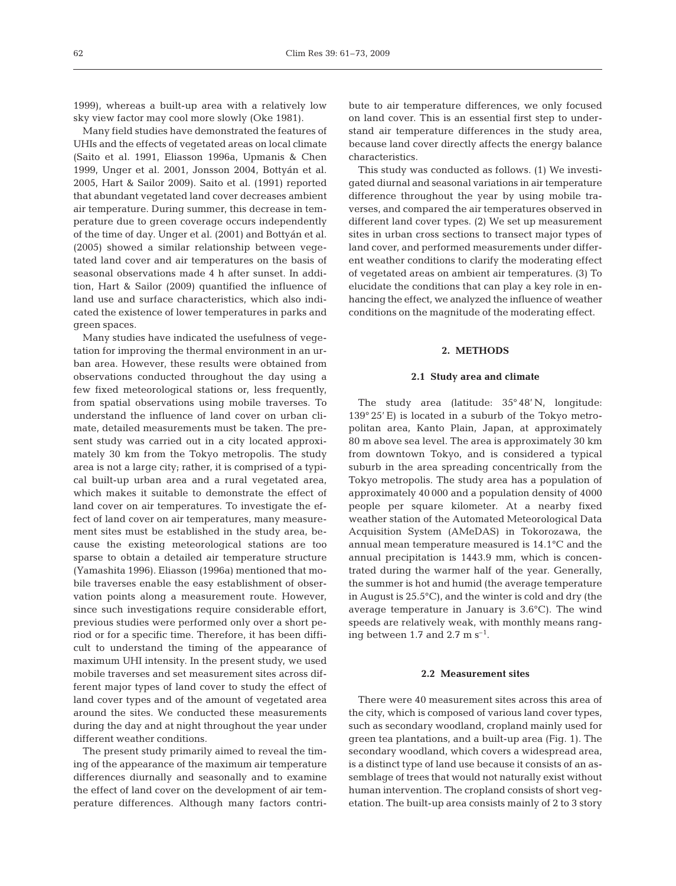1999), whereas a built-up area with a relatively low sky view factor may cool more slowly (Oke 1981).

Many field studies have demonstrated the features of UHIs and the effects of vegetated areas on local climate (Saito et al. 1991, Eliasson 1996a, Upmanis & Chen 1999, Unger et al. 2001, Jonsson 2004, Bottyán et al. 2005, Hart & Sailor 2009). Saito et al. (1991) reported that abundant vegetated land cover decreases ambient air temperature. During summer, this decrease in temperature due to green coverage occurs independently of the time of day. Unger et al. (2001) and Bottyán et al. (2005) showed a similar relationship between vegetated land cover and air temperatures on the basis of seasonal observations made 4 h after sunset. In addition, Hart & Sailor (2009) quantified the influence of land use and surface characteristics, which also indicated the existence of lower temperatures in parks and green spaces.

Many studies have indicated the usefulness of vegetation for improving the thermal environment in an urban area. However, these results were obtained from observations conducted throughout the day using a few fixed meteorological stations or, less frequently, from spatial observations using mobile traverses. To understand the influence of land cover on urban climate, detailed measurements must be taken. The present study was carried out in a city located approximately 30 km from the Tokyo metropolis. The study area is not a large city; rather, it is comprised of a typical built-up urban area and a rural vegetated area, which makes it suitable to demonstrate the effect of land cover on air temperatures. To investigate the effect of land cover on air temperatures, many measurement sites must be established in the study area, because the existing meteorological stations are too sparse to obtain a detailed air temperature structure (Yamashita 1996). Eliasson (1996a) mentioned that mobile traverses enable the easy establishment of observation points along a measurement route. However, since such investigations require considerable effort, previous studies were performed only over a short period or for a specific time. Therefore, it has been difficult to understand the timing of the appearance of maximum UHI intensity. In the present study, we used mobile traverses and set measurement sites across different major types of land cover to study the effect of land cover types and of the amount of vegetated area around the sites. We conducted these measurements during the day and at night throughout the year under different weather conditions.

The present study primarily aimed to reveal the timing of the appearance of the maximum air temperature differences diurnally and seasonally and to examine the effect of land cover on the development of air temperature differences. Although many factors contribute to air temperature differences, we only focused on land cover. This is an essential first step to understand air temperature differences in the study area, because land cover directly affects the energy balance characteristics.

This study was conducted as follows. (1) We investigated diurnal and seasonal variations in air temperature difference throughout the year by using mobile traverses, and compared the air temperatures observed in different land cover types. (2) We set up measurement sites in urban cross sections to transect major types of land cover, and performed measurements under different weather conditions to clarify the moderating effect of vegetated areas on ambient air temperatures. (3) To elucidate the conditions that can play a key role in enhancing the effect, we analyzed the influence of weather conditions on the magnitude of the moderating effect.

## 2. METHODS

### 2.1 Study area and climate

The study area (latitude: 35° 48′ N, longitude: 139° 25′ E) is located in a suburb of the Tokyo metropolitan area, Kanto Plain, Japan, at approximately 80 m above sea level. The area is approximately 30 km from downtown Tokyo, and is considered a typical suburb in the area spreading concentrically from the Tokyo metropolis. The study area has a population of approximately 40 000 and a population density of 4000 people per square kilometer. At a nearby fixed weather station of the Automated Meteorological Data Acquisition System (AMeDAS) in Tokorozawa, the annual mean temperature measured is 14.1°C and the annual precipitation is 1443.9 mm, which is concentrated during the warmer half of the year. Generally, the summer is hot and humid (the average temperature in August is 25.5°C), and the winter is cold and dry (the average temperature in January is 3.6°C). The wind speeds are relatively weak, with monthly means ranging between 1.7 and 2.7 m $s^{-1}$.

### 2.2 Measurement sites

There were 40 measurement sites across this area of the city, which is composed of various land cover types, such as secondary woodland, cropland mainly used for green tea plantations, and a built-up area (Fig. 1). The secondary woodland, which covers a widespread area, is a distinct type of land use because it consists of an assemblage of trees that would not naturally exist without human intervention. The cropland consists of short vegetation. The built-up area consists mainly of 2 to 3 story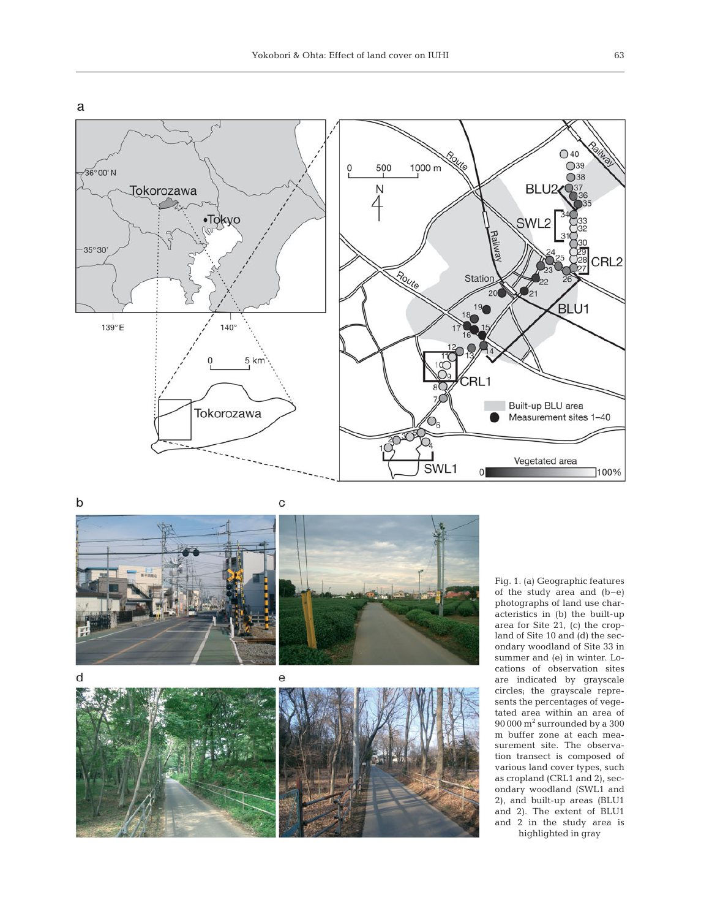Fig. 1. (a) Geographic features of the study area and (b–e) photographs of land use characteristics in (b) the built-up area for Site 21, (c) the cropland of Site 10 and (d) the secondary woodland of Site 33 in summer and (e) in winter. Locations of observation sites are indicated by grayscale circles; the grayscale represents the percentages of vegetated area within an area of 90 000 m$^2$ surrounded by a 300 m buffer zone at each measurement site. The observation transect is composed of various land cover types, such as cropland (CRL1 and 2), secondary woodland (SWL1 and 2), and built-up areas (BLU1 and 2). The extent of BLU1 and 2 in the study area is highlighted in gray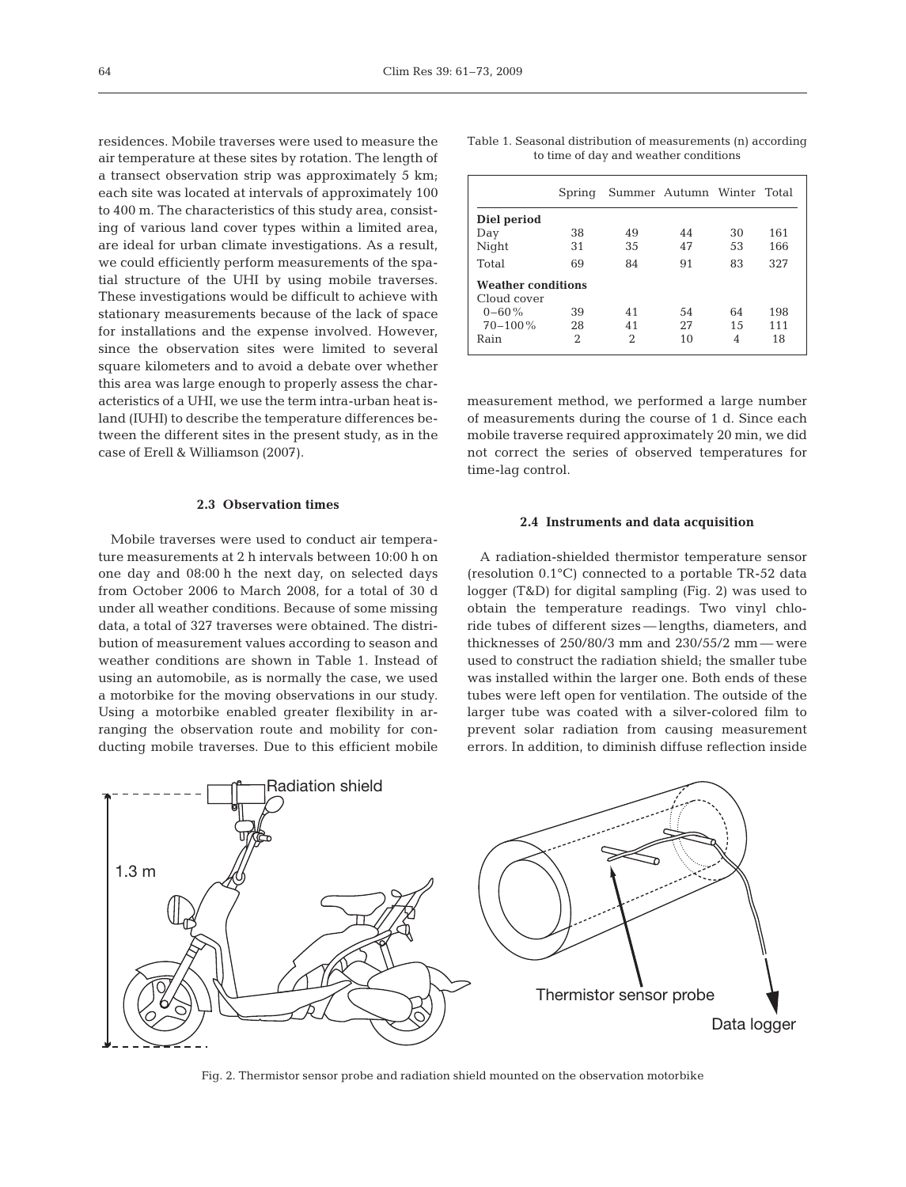residences. Mobile traverses were used to measure the air temperature at these sites by rotation. The length of a transect observation strip was approximately 5 km; each site was located at intervals of approximately 100 to 400 m. The characteristics of this study area, consisting of various land cover types within a limited area, are ideal for urban climate investigations. As a result, we could efficiently perform measurements of the spatial structure of the UHI by using mobile traverses. These investigations would be difficult to achieve with stationary measurements because of the lack of space for installations and the expense involved. However, since the observation sites were limited to several square kilometers and to avoid a debate over whether this area was large enough to properly assess the characteristics of a UHI, we use the term intra-urban heat island (IUHI) to describe the temperature differences between the different sites in the present study, as in the case of Erell & Williamson (2007).

### 2.3 Observation times

Mobile traverses were used to conduct air temperature measurements at 2 h intervals between 10:00 h on one day and 08:00 h the next day, on selected days from October 2006 to March 2008, for a total of 30 d under all weather conditions. Because of some missing data, a total of 327 traverses were obtained. The distribution of measurement values according to season and weather conditions are shown in Table 1. Instead of using an automobile, as is normally the case, we used a motorbike for the moving observations in our study. Using a motorbike enabled greater flexibility in arranging the observation route and mobility for conducting mobile traverses. Due to this efficient mobile measurement method, we performed a large number of measurements during the course of 1 d. Since each mobile traverse required approximately 20 min, we did not correct the series of observed temperatures for time-lag control.

Table 1. Seasonal distribution of measurements (n) according to time of day and weather conditions

| | Spring | Summer | Autumn | Winter | Total |
|---|---|---|---|---|---|
| **Diel period** | | | | | |
| Day | 38 | 49 | 44 | 30 | 161 |
| Night | 31 | 35 | 47 | 53 | 166 |
| Total | 69 | 84 | 91 | 83 | 327 |
| **Weather conditions** | | | | | |
| Cloud cover | | | | | |
| 0–60% | 39 | 41 | 54 | 64 | 198 |
| 70–100% | 28 | 41 | 27 | 15 | 111 |
| Rain | 2 | 2 | 10 | 4 | 18 |

### 2.4 Instruments and data acquisition

A radiation-shielded thermistor temperature sensor (resolution 0.1°C) connected to a portable TR-52 data logger (T&D) for digital sampling (Fig. 2) was used to obtain the temperature readings. Two vinyl chloride tubes of different sizes — lengths, diameters, and thicknesses of 250/80/3 mm and 230/55/2 mm — were used to construct the radiation shield; the smaller tube was installed within the larger one. Both ends of these tubes were left open for ventilation. The outside of the larger tube was coated with a silver-colored film to prevent solar radiation from causing measurement errors. In addition, to diminish diffuse reflection inside

Fig. 2. Thermistor sensor probe and radiation shield mounted on the observation motorbike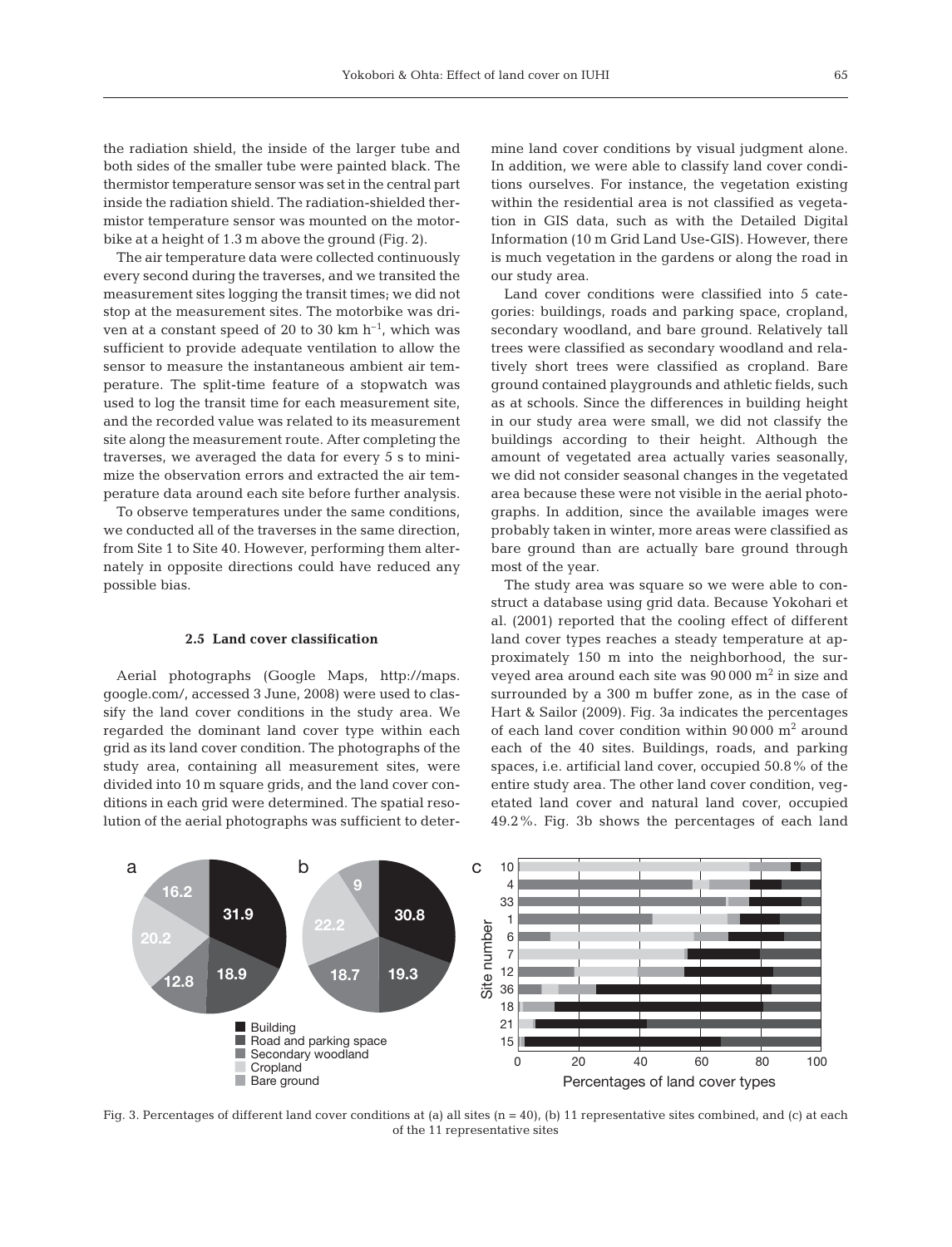the radiation shield, the inside of the larger tube and both sides of the smaller tube were painted black. The thermistor temperature sensor was set in the central part inside the radiation shield. The radiation-shielded thermistor temperature sensor was mounted on the motorbike at a height of 1.3 m above the ground (Fig. 2).

The air temperature data were collected continuously every second during the traverses, and we transited the measurement sites logging the transit times; we did not stop at the measurement sites. The motorbike was driven at a constant speed of 20 to 30 km $h^{-1}$, which was sufficient to provide adequate ventilation to allow the sensor to measure the instantaneous ambient air temperature. The split-time feature of a stopwatch was used to log the transit time for each measurement site, and the recorded value was related to its measurement site along the measurement route. After completing the traverses, we averaged the data for every 5 s to minimize the observation errors and extracted the air temperature data around each site before further analysis.

To observe temperatures under the same conditions, we conducted all of the traverses in the same direction, from Site 1 to Site 40. However, performing them alternately in opposite directions could have reduced any possible bias.

### 2.5 Land cover classification

Aerial photographs (Google Maps, http://maps.google.com/, accessed 3 June, 2008) were used to classify the land cover conditions in the study area. We regarded the dominant land cover type within each grid as its land cover condition. The photographs of the study area, containing all measurement sites, were divided into 10 m square grids, and the land cover conditions in each grid were determined. The spatial resolution of the aerial photographs was sufficient to determine land cover conditions by visual judgment alone. In addition, we were able to classify land cover conditions ourselves. For instance, the vegetation existing within the residential area is not classified as vegetation in GIS data, such as with the Detailed Digital Information (10 m Grid Land Use-GIS). However, there is much vegetation in the gardens or along the road in our study area.

Land cover conditions were classified into 5 categories: buildings, roads and parking space, cropland, secondary woodland, and bare ground. Relatively tall trees were classified as secondary woodland and relatively short trees were classified as cropland. Bare ground contained playgrounds and athletic fields, such as at schools. Since the differences in building height in our study area were small, we did not classify the buildings according to their height. Although the amount of vegetated area actually varies seasonally, we did not consider seasonal changes in the vegetated area because these were not visible in the aerial photographs. In addition, since the available images were probably taken in winter, more areas were classified as bare ground than are actually bare ground through most of the year.

The study area was square so we were able to construct a database using grid data. Because Yokohari et al. (2001) reported that the cooling effect of different land cover types reaches a steady temperature at approximately 150 m into the neighborhood, the surveyed area around each site was 90 000 $m^2$ in size and surrounded by a 300 m buffer zone, as in the case of Hart & Sailor (2009). Fig. 3a indicates the percentages of each land cover condition within 90 000 $m^2$ around each of the 40 sites. Buildings, roads, and parking spaces, i.e. artificial land cover, occupied 50.8% of the entire study area. The other land cover condition, vegetated land cover and natural land cover, occupied 49.2%. Fig. 3b shows the percentages of each land

Fig. 3. Percentages of different land cover conditions at (a) all sites (n = 40), (b) 11 representative sites combined, and (c) at each of the 11 representative sites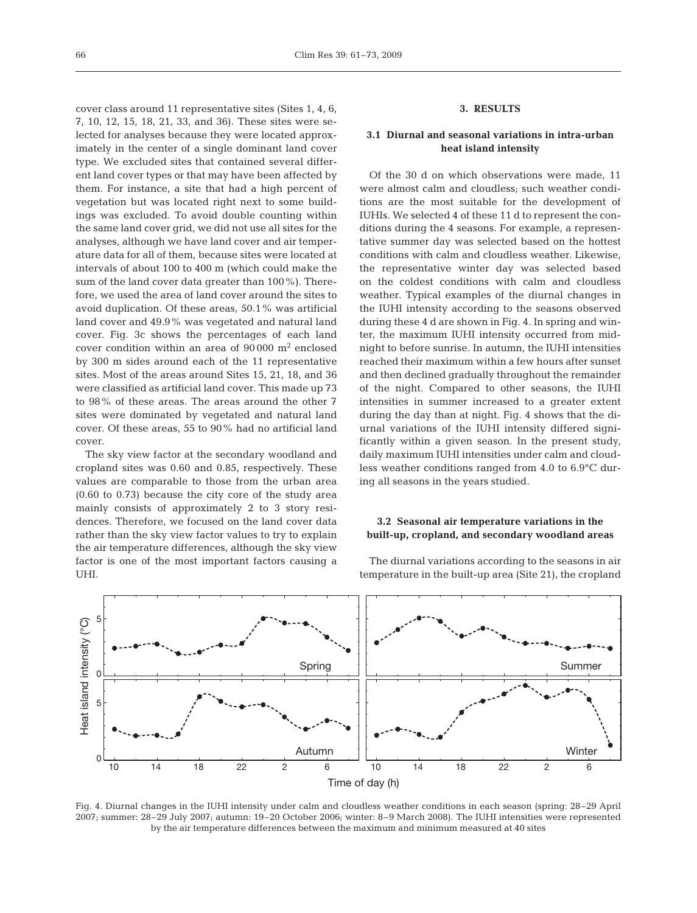cover class around 11 representative sites (Sites 1, 4, 6, 7, 10, 12, 15, 18, 21, 33, and 36). These sites were selected for analyses because they were located approximately in the center of a single dominant land cover type. We excluded sites that contained several different land cover types or that may have been affected by them. For instance, a site that had a high percent of vegetation but was located right next to some buildings was excluded. To avoid double counting within the same land cover grid, we did not use all sites for the analyses, although we have land cover and air temperature data for all of them, because sites were located at intervals of about 100 to 400 m (which could make the sum of the land cover data greater than 100%). Therefore, we used the area of land cover around the sites to avoid duplication. Of these areas, 50.1% was artificial land cover and 49.9% was vegetated and natural land cover. Fig. 3c shows the percentages of each land cover condition within an area of 90000 $m^2$ enclosed by 300 m sides around each of the 11 representative sites. Most of the areas around Sites 15, 21, 18, and 36 were classified as artificial land cover. This made up 73 to 98% of these areas. The areas around the other 7 sites were dominated by vegetated and natural land cover. Of these areas, 55 to 90% had no artificial land cover.

The sky view factor at the secondary woodland and cropland sites was 0.60 and 0.85, respectively. These values are comparable to those from the urban area (0.60 to 0.73) because the city core of the study area mainly consists of approximately 2 to 3 story residences. Therefore, we focused on the land cover data rather than the sky view factor values to try to explain the air temperature differences, although the sky view factor is one of the most important factors causing a UHI.

## 3. RESULTS

### 3.1 Diurnal and seasonal variations in intra-urban heat island intensity

Of the 30 d on which observations were made, 11 were almost calm and cloudless; such weather conditions are the most suitable for the development of IUHIs. We selected 4 of these 11 d to represent the conditions during the 4 seasons. For example, a representative summer day was selected based on the hottest conditions with calm and cloudless weather. Likewise, the representative winter day was selected based on the coldest conditions with calm and cloudless weather. Typical examples of the diurnal changes in the IUHI intensity according to the seasons observed during these 4 d are shown in Fig. 4. In spring and winter, the maximum IUHI intensity occurred from midnight to before sunrise. In autumn, the IUHI intensities reached their maximum within a few hours after sunset and then declined gradually throughout the remainder of the night. Compared to other seasons, the IUHI intensities in summer increased to a greater extent during the day than at night. Fig. 4 shows that the diurnal variations of the IUHI intensity differed significantly within a given season. In the present study, daily maximum IUHI intensities under calm and cloudless weather conditions ranged from 4.0 to 6.9°C during all seasons in the years studied.

### 3.2 Seasonal air temperature variations in the built-up, cropland, and secondary woodland areas

The diurnal variations according to the seasons in air temperature in the built-up area (Site 21), the cropland

Fig. 4. Diurnal changes in the IUHI intensity under calm and cloudless weather conditions in each season (spring: 28–29 April 2007; summer: 28–29 July 2007; autumn: 19–20 October 2006; winter: 8–9 March 2008). The IUHI intensities were represented by the air temperature differences between the maximum and minimum measured at 40 sites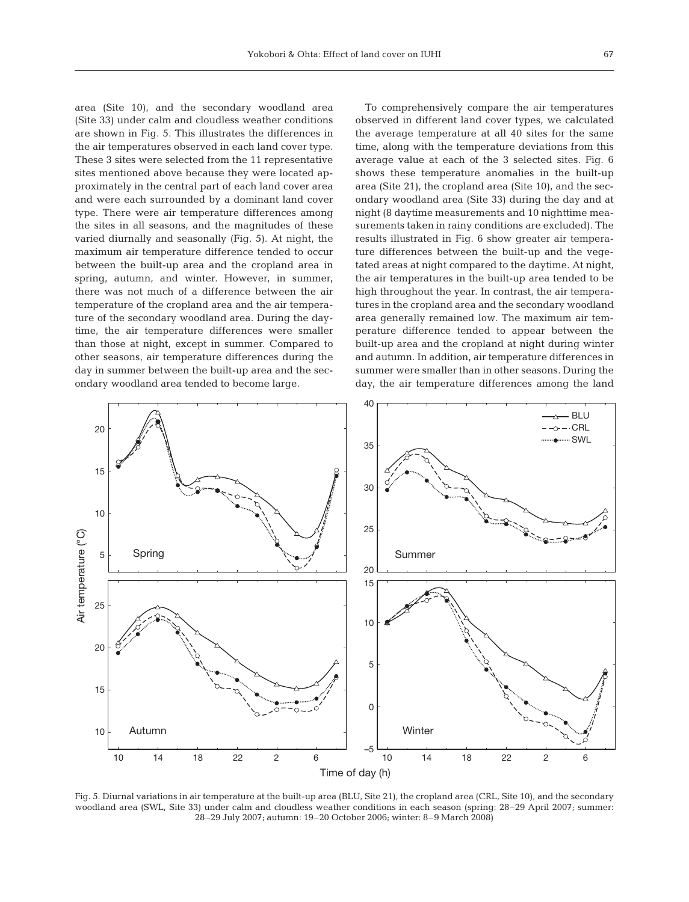area (Site 10), and the secondary woodland area (Site 33) under calm and cloudless weather conditions are shown in Fig. 5. This illustrates the differences in the air temperatures observed in each land cover type. These 3 sites were selected from the 11 representative sites mentioned above because they were located approximately in the central part of each land cover area and were each surrounded by a dominant land cover type. There were air temperature differences among the sites in all seasons, and the magnitudes of these varied diurnally and seasonally (Fig. 5). At night, the maximum air temperature difference tended to occur between the built-up area and the cropland area in spring, autumn, and winter. However, in summer, there was not much of a difference between the air temperature of the cropland area and the air temperature of the secondary woodland area. During the daytime, the air temperature differences were smaller than those at night, except in summer. Compared to other seasons, air temperature differences during the day in summer between the built-up area and the secondary woodland area tended to become large.

To comprehensively compare the air temperatures observed in different land cover types, we calculated the average temperature at all 40 sites for the same time, along with the temperature deviations from this average value at each of the 3 selected sites. Fig. 6 shows these temperature anomalies in the built-up area (Site 21), the cropland area (Site 10), and the secondary woodland area (Site 33) during the day and at night (8 daytime measurements and 10 nighttime measurements taken in rainy conditions are excluded). The results illustrated in Fig. 6 show greater air temperature differences between the built-up and the vegetated areas at night compared to the daytime. At night, the air temperatures in the built-up area tended to be high throughout the year. In contrast, the air temperatures in the cropland area and the secondary woodland area generally remained low. The maximum air temperature difference tended to appear between the built-up area and the cropland at night during winter and autumn. In addition, air temperature differences in summer were smaller than in other seasons. During the day, the air temperature differences among the land

Fig. 5. Diurnal variations in air temperature at the built-up area (BLU, Site 21), the cropland area (CRL, Site 10), and the secondary woodland area (SWL, Site 33) under calm and cloudless weather conditions in each season (spring: 28–29 April 2007; summer: 28–29 July 2007; autumn: 19–20 October 2006; winter: 8–9 March 2008)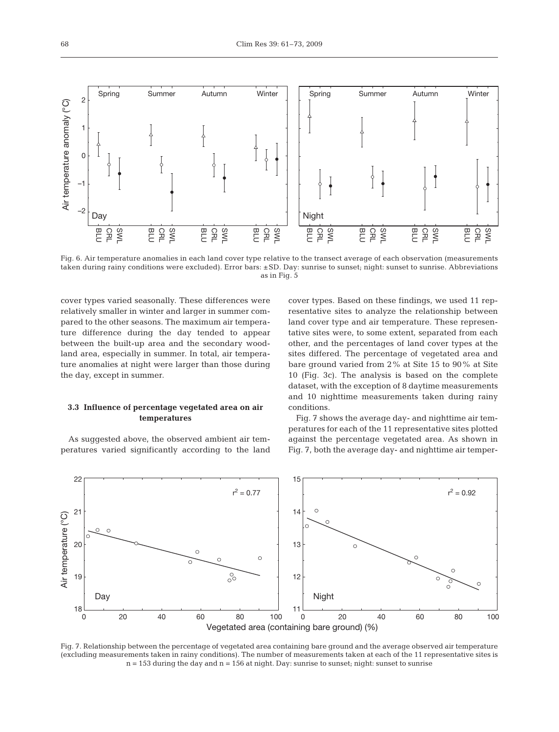Fig. 6. Air temperature anomalies in each land cover type relative to the transect average of each observation (measurements taken during rainy conditions were excluded). Error bars: ±SD. Day: sunrise to sunset; night: sunset to sunrise. Abbreviations as in Fig. 5

cover types varied seasonally. These differences were relatively smaller in winter and larger in summer compared to the other seasons. The maximum air temperature difference during the day tended to appear between the built-up area and the secondary woodland area, especially in summer. In total, air temperature anomalies at night were larger than those during the day, except in summer.

### 3.3 Influence of percentage vegetated area on air temperatures

As suggested above, the observed ambient air temperatures varied significantly according to the land cover types. Based on these findings, we used 11 representative sites to analyze the relationship between land cover type and air temperature. These representative sites were, to some extent, separated from each other, and the percentages of land cover types at the sites differed. The percentage of vegetated area and bare ground varied from 2% at Site 15 to 90% at Site 10 (Fig. 3c). The analysis is based on the complete dataset, with the exception of 8 daytime measurements and 10 nighttime measurements taken during rainy conditions.

Fig. 7 shows the average day- and nighttime air temperatures for each of the 11 representative sites plotted against the percentage vegetated area. As shown in Fig. 7, both the average day- and nighttime air temper-

Fig. 7. Relationship between the percentage of vegetated area containing bare ground and the average observed air temperature (excluding measurements taken in rainy conditions). The number of measurements taken at each of the 11 representative sites is n = 153 during the day and n = 156 at night. Day: sunrise to sunset; night: sunset to sunrise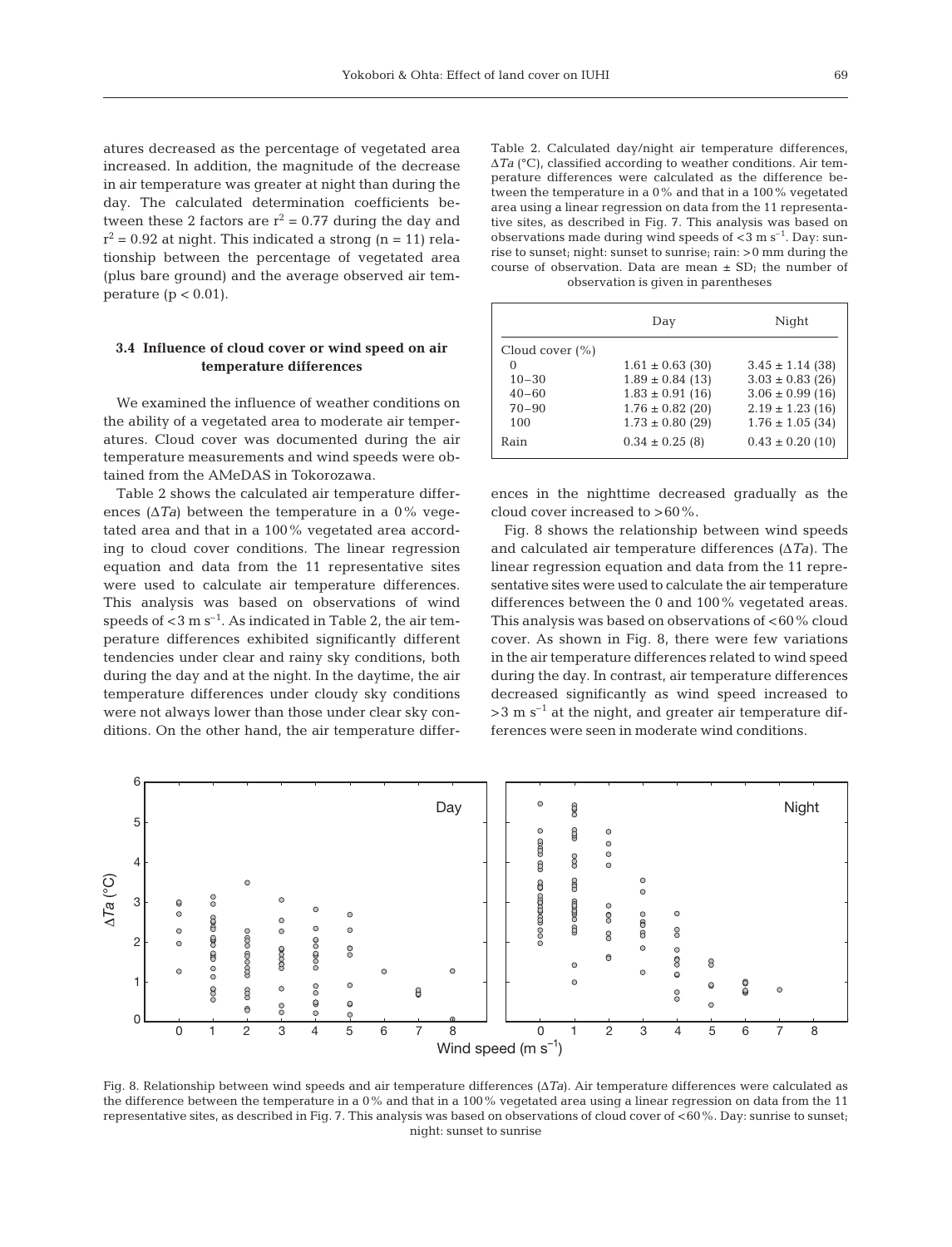atures decreased as the percentage of vegetated area increased. In addition, the magnitude of the decrease in air temperature was greater at night than during the day. The calculated determination coefficients between these 2 factors are $r^2 = 0.77$ during the day and $r^2 = 0.92$ at night. This indicated a strong (n = 11) relationship between the percentage of vegetated area (plus bare ground) and the average observed air temperature ($p < 0.01$).

### 3.4 Influence of cloud cover or wind speed on air temperature differences

We examined the influence of weather conditions on the ability of a vegetated area to moderate air temperatures. Cloud cover was documented during the air temperature measurements and wind speeds were obtained from the AMeDAS in Tokorozawa.

Table 2 shows the calculated air temperature differences ($\Delta Ta$) between the temperature in a 0% vegetated area and that in a 100% vegetated area according to cloud cover conditions. The linear regression equation and data from the 11 representative sites were used to calculate air temperature differences. This analysis was based on observations of wind speeds of $<3$ m s$^{-1}$. As indicated in Table 2, the air temperature differences exhibited significantly different tendencies under clear and rainy sky conditions, both during the day and at the night. In the daytime, the air temperature differences under cloudy sky conditions were not always lower than those under clear sky conditions. On the other hand, the air temperature differences in the nighttime decreased gradually as the cloud cover increased to >60%.

Table 2. Calculated day/night air temperature differences, $\Delta Ta$ (°C), classified according to weather conditions. Air temperature differences were calculated as the difference between the temperature in a 0% and that in a 100% vegetated area using a linear regression on data from the 11 representative sites, as described in Fig. 7. This analysis was based on observations made during wind speeds of $<3$ m s$^{-1}$. Day: sunrise to sunset; night: sunset to sunrise; rain: >0 mm during the course of observation. Data are mean ± SD; the number of observation is given in parentheses

| | Day | Night |
|---|---|---|
| Cloud cover (%) | | |
| 0 | 1.61 ± 0.63 (30) | 3.45 ± 1.14 (38) |
| 10–30 | 1.89 ± 0.84 (13) | 3.03 ± 0.83 (26) |
| 40–60 | 1.83 ± 0.91 (16) | 3.06 ± 0.99 (16) |
| 70–90 | 1.76 ± 0.82 (20) | 2.19 ± 1.23 (16) |
| 100 | 1.73 ± 0.80 (29) | 1.76 ± 1.05 (34) |
| Rain | 0.34 ± 0.25 (8) | 0.43 ± 0.20 (10) |

Fig. 8 shows the relationship between wind speeds and calculated air temperature differences ($\Delta Ta$). The linear regression equation and data from the 11 representative sites were used to calculate the air temperature differences between the 0 and 100% vegetated areas. This analysis was based on observations of <60% cloud cover. As shown in Fig. 8, there were few variations in the air temperature differences related to wind speed during the day. In contrast, air temperature differences decreased significantly as wind speed increased to $>3$ m s$^{-1}$ at the night, and greater air temperature differences were seen in moderate wind conditions.

Fig. 8. Relationship between wind speeds and air temperature differences ($\Delta Ta$). Air temperature differences were calculated as the difference between the temperature in a 0% and that in a 100% vegetated area using a linear regression on data from the 11 representative sites, as described in Fig. 7. This analysis was based on observations of cloud cover of <60%. Day: sunrise to sunset; night: sunset to sunrise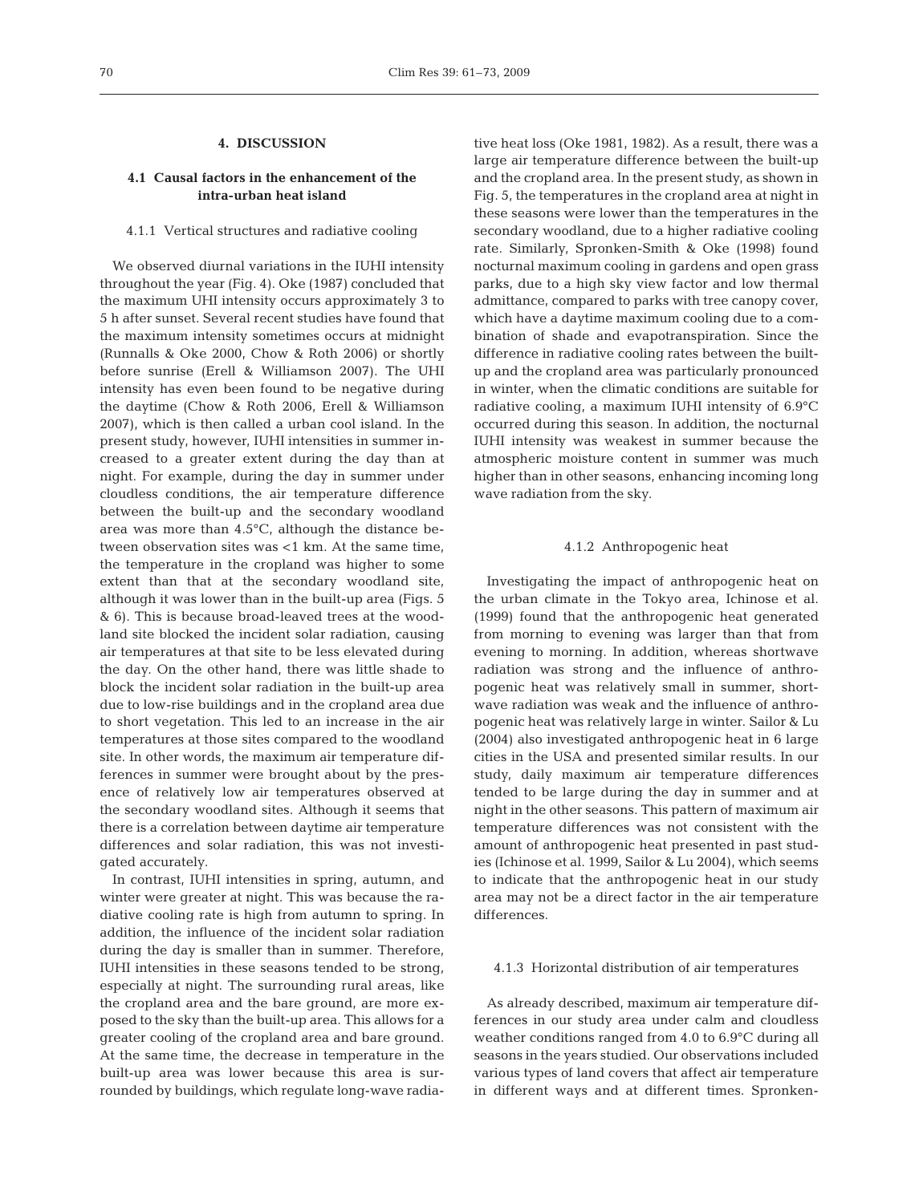## 4. DISCUSSION

### 4.1 Causal factors in the enhancement of the intra-urban heat island

#### 4.1.1 Vertical structures and radiative cooling

We observed diurnal variations in the IUHI intensity throughout the year (Fig. 4). Oke (1987) concluded that the maximum UHI intensity occurs approximately 3 to 5 h after sunset. Several recent studies have found that the maximum intensity sometimes occurs at midnight (Runnalls & Oke 2000, Chow & Roth 2006) or shortly before sunrise (Erell & Williamson 2007). The UHI intensity has even been found to be negative during the daytime (Chow & Roth 2006, Erell & Williamson 2007), which is then called a urban cool island. In the present study, however, IUHI intensities in summer increased to a greater extent during the day than at night. For example, during the day in summer under cloudless conditions, the air temperature difference between the built-up and the secondary woodland area was more than 4.5°C, although the distance between observation sites was <1 km. At the same time, the temperature in the cropland was higher to some extent than that at the secondary woodland site, although it was lower than in the built-up area (Figs. 5 & 6). This is because broad-leaved trees at the woodland site blocked the incident solar radiation, causing air temperatures at that site to be less elevated during the day. On the other hand, there was little shade to block the incident solar radiation in the built-up area due to low-rise buildings and in the cropland area due to short vegetation. This led to an increase in the air temperatures at those sites compared to the woodland site. In other words, the maximum air temperature differences in summer were brought about by the presence of relatively low air temperatures observed at the secondary woodland sites. Although it seems that there is a correlation between daytime air temperature differences and solar radiation, this was not investigated accurately.

In contrast, IUHI intensities in spring, autumn, and winter were greater at night. This was because the radiative cooling rate is high from autumn to spring. In addition, the influence of the incident solar radiation during the day is smaller than in summer. Therefore, IUHI intensities in these seasons tended to be strong, especially at night. The surrounding rural areas, like the cropland area and the bare ground, are more exposed to the sky than the built-up area. This allows for a greater cooling of the cropland area and bare ground. At the same time, the decrease in temperature in the built-up area was lower because this area is surrounded by buildings, which regulate long-wave radiative heat loss (Oke 1981, 1982). As a result, there was a large air temperature difference between the built-up and the cropland area. In the present study, as shown in Fig. 5, the temperatures in the cropland area at night in these seasons were lower than the temperatures in the secondary woodland, due to a higher radiative cooling rate. Similarly, Spronken-Smith & Oke (1998) found nocturnal maximum cooling in gardens and open grass parks, due to a high sky view factor and low thermal admittance, compared to parks with tree canopy cover, which have a daytime maximum cooling due to a combination of shade and evapotranspiration. Since the difference in radiative cooling rates between the built-up and the cropland area was particularly pronounced in winter, when the climatic conditions are suitable for radiative cooling, a maximum IUHI intensity of 6.9°C occurred during this season. In addition, the nocturnal IUHI intensity was weakest in summer because the atmospheric moisture content in summer was much higher than in other seasons, enhancing incoming long wave radiation from the sky.

#### 4.1.2 Anthropogenic heat

Investigating the impact of anthropogenic heat on the urban climate in the Tokyo area, Ichinose et al. (1999) found that the anthropogenic heat generated from morning to evening was larger than that from evening to morning. In addition, whereas shortwave radiation was strong and the influence of anthropogenic heat was relatively small in summer, shortwave radiation was weak and the influence of anthropogenic heat was relatively large in winter. Sailor & Lu (2004) also investigated anthropogenic heat in 6 large cities in the USA and presented similar results. In our study, daily maximum air temperature differences tended to be large during the day in summer and at night in the other seasons. This pattern of maximum air temperature differences was not consistent with the amount of anthropogenic heat presented in past studies (Ichinose et al. 1999, Sailor & Lu 2004), which seems to indicate that the anthropogenic heat in our study area may not be a direct factor in the air temperature differences.

#### 4.1.3 Horizontal distribution of air temperatures

As already described, maximum air temperature differences in our study area under calm and cloudless weather conditions ranged from 4.0 to 6.9°C during all seasons in the years studied. Our observations included various types of land covers that affect air temperature in different ways and at different times. Spronken-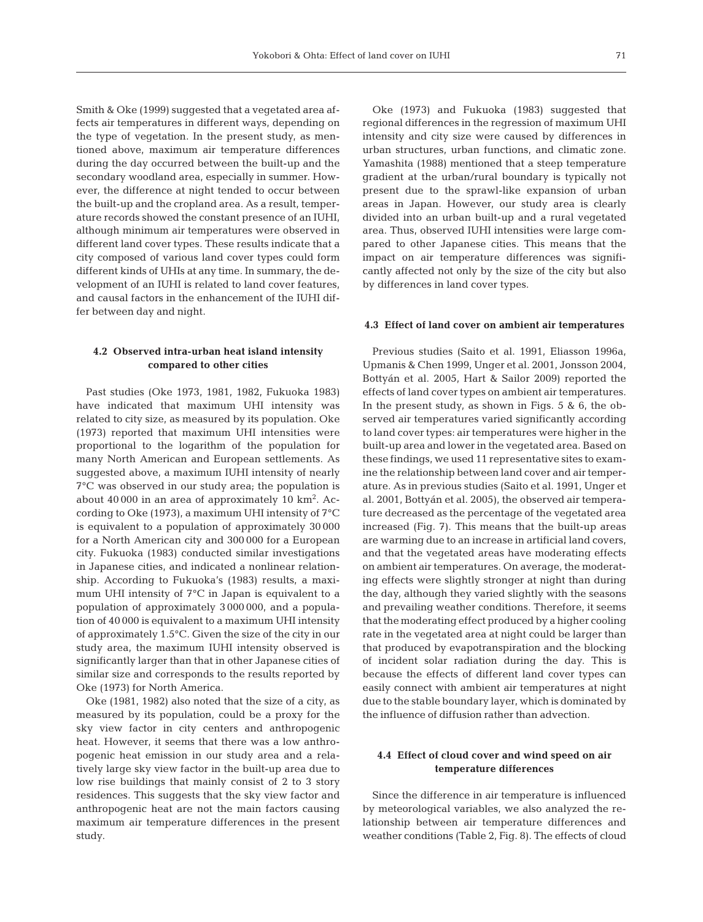Smith & Oke (1999) suggested that a vegetated area affects air temperatures in different ways, depending on the type of vegetation. In the present study, as mentioned above, maximum air temperature differences during the day occurred between the built-up and the secondary woodland area, especially in summer. However, the difference at night tended to occur between the built-up and the cropland area. As a result, temperature records showed the constant presence of an IUHI, although minimum air temperatures were observed in different land cover types. These results indicate that a city composed of various land cover types could form different kinds of UHIs at any time. In summary, the development of an IUHI is related to land cover features, and causal factors in the enhancement of the IUHI differ between day and night.

### 4.2 Observed intra-urban heat island intensity compared to other cities

Past studies (Oke 1973, 1981, 1982, Fukuoka 1983) have indicated that maximum UHI intensity was related to city size, as measured by its population. Oke (1973) reported that maximum UHI intensities were proportional to the logarithm of the population for many North American and European settlements. As suggested above, a maximum IUHI intensity of nearly 7°C was observed in our study area; the population is about 40 000 in an area of approximately 10 km$^2$. According to Oke (1973), a maximum UHI intensity of 7°C is equivalent to a population of approximately 30 000 for a North American city and 300 000 for a European city. Fukuoka (1983) conducted similar investigations in Japanese cities, and indicated a nonlinear relationship. According to Fukuoka's (1983) results, a maximum UHI intensity of 7°C in Japan is equivalent to a population of approximately 3 000 000, and a population of 40 000 is equivalent to a maximum UHI intensity of approximately 1.5°C. Given the size of the city in our study area, the maximum IUHI intensity observed is significantly larger than that in other Japanese cities of similar size and corresponds to the results reported by Oke (1973) for North America.

Oke (1981, 1982) also noted that the size of a city, as measured by its population, could be a proxy for the sky view factor in city centers and anthropogenic heat. However, it seems that there was a low anthropogenic heat emission in our study area and a relatively large sky view factor in the built-up area due to low rise buildings that mainly consist of 2 to 3 story residences. This suggests that the sky view factor and anthropogenic heat are not the main factors causing maximum air temperature differences in the present study.

Oke (1973) and Fukuoka (1983) suggested that regional differences in the regression of maximum UHI intensity and city size were caused by differences in urban structures, urban functions, and climatic zone. Yamashita (1988) mentioned that a steep temperature gradient at the urban/rural boundary is typically not present due to the sprawl-like expansion of urban areas in Japan. However, our study area is clearly divided into an urban built-up and a rural vegetated area. Thus, observed IUHI intensities were large compared to other Japanese cities. This means that the impact on air temperature differences was significantly affected not only by the size of the city but also by differences in land cover types.

### 4.3 Effect of land cover on ambient air temperatures

Previous studies (Saito et al. 1991, Eliasson 1996a, Upmanis & Chen 1999, Unger et al. 2001, Jonsson 2004, Bottyán et al. 2005, Hart & Sailor 2009) reported the effects of land cover types on ambient air temperatures. In the present study, as shown in Figs. 5 & 6, the observed air temperatures varied significantly according to land cover types: air temperatures were higher in the built-up area and lower in the vegetated area. Based on these findings, we used 11 representative sites to examine the relationship between land cover and air temperature. As in previous studies (Saito et al. 1991, Unger et al. 2001, Bottyán et al. 2005), the observed air temperature decreased as the percentage of the vegetated area increased (Fig. 7). This means that the built-up areas are warming due to an increase in artificial land covers, and that the vegetated areas have moderating effects on ambient air temperatures. On average, the moderating effects were slightly stronger at night than during the day, although they varied slightly with the seasons and prevailing weather conditions. Therefore, it seems that the moderating effect produced by a higher cooling rate in the vegetated area at night could be larger than that produced by evapotranspiration and the blocking of incident solar radiation during the day. This is because the effects of different land cover types can easily connect with ambient air temperatures at night due to the stable boundary layer, which is dominated by the influence of diffusion rather than advection.

### 4.4 Effect of cloud cover and wind speed on air temperature differences

Since the difference in air temperature is influenced by meteorological variables, we also analyzed the relationship between air temperature differences and weather conditions (Table 2, Fig. 8). The effects of cloud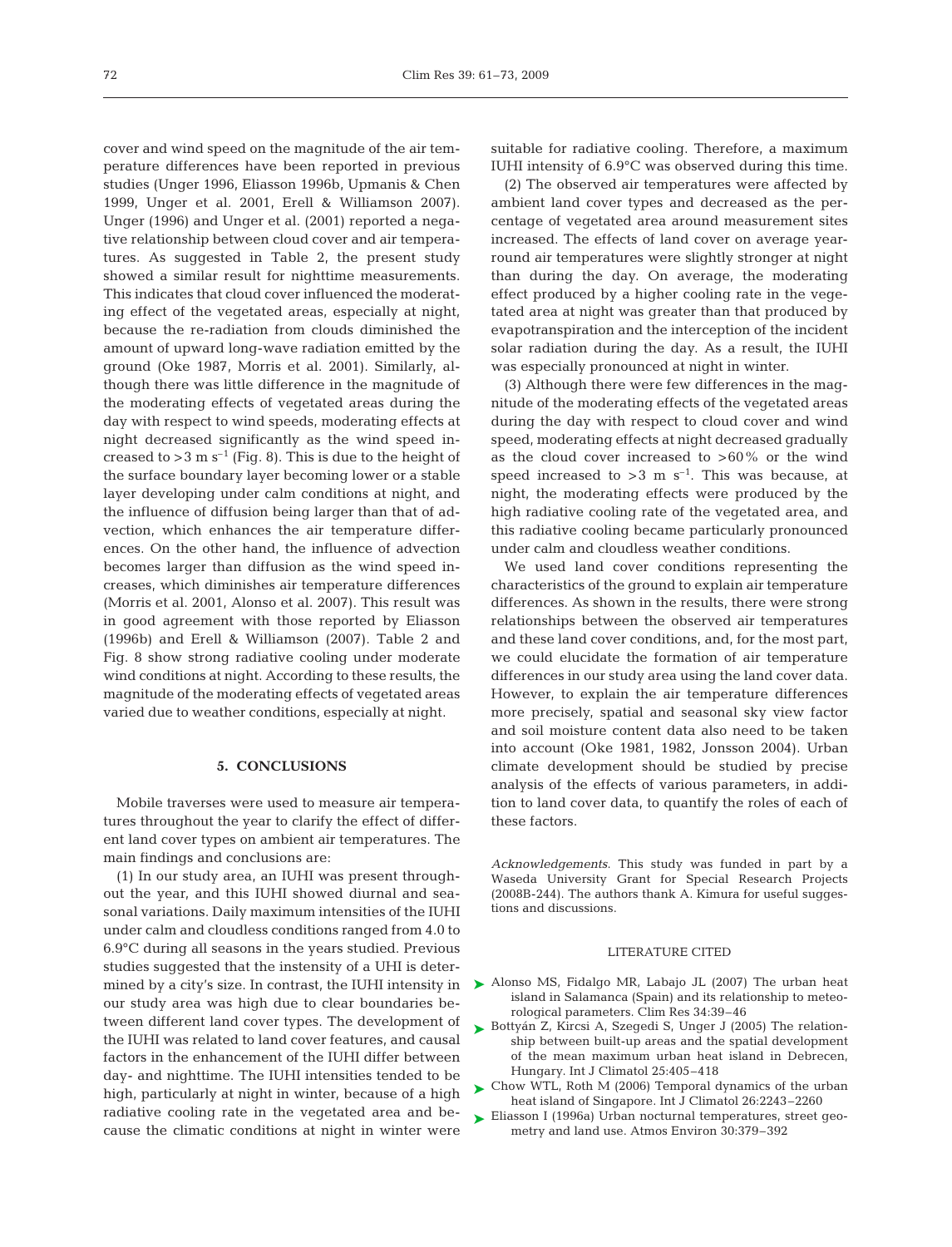cover and wind speed on the magnitude of the air temperature differences have been reported in previous studies (Unger 1996, Eliasson 1996b, Upmanis & Chen 1999, Unger et al. 2001, Erell & Williamson 2007). Unger (1996) and Unger et al. (2001) reported a negative relationship between cloud cover and air temperatures. As suggested in Table 2, the present study showed a similar result for nighttime measurements. This indicates that cloud cover influenced the moderating effect of the vegetated areas, especially at night, because the re-radiation from clouds diminished the amount of upward long-wave radiation emitted by the ground (Oke 1987, Morris et al. 2001). Similarly, although there was little difference in the magnitude of the moderating effects of vegetated areas during the day with respect to wind speeds, moderating effects at night decreased significantly as the wind speed increased to $>3$ m $s^{-1}$ (Fig. 8). This is due to the height of the surface boundary layer becoming lower or a stable layer developing under calm conditions at night, and the influence of diffusion being larger than that of advection, which enhances the air temperature differences. On the other hand, the influence of advection becomes larger than diffusion as the wind speed increases, which diminishes air temperature differences (Morris et al. 2001, Alonso et al. 2007). This result was in good agreement with those reported by Eliasson (1996b) and Erell & Williamson (2007). Table 2 and Fig. 8 show strong radiative cooling under moderate wind conditions at night. According to these results, the magnitude of the moderating effects of vegetated areas varied due to weather conditions, especially at night.

## 5. CONCLUSIONS

Mobile traverses were used to measure air temperatures throughout the year to clarify the effect of different land cover types on ambient air temperatures. The main findings and conclusions are:

(1) In our study area, an IUHI was present throughout the year, and this IUHI showed diurnal and seasonal variations. Daily maximum intensities of the IUHI under calm and cloudless conditions ranged from 4.0 to 6.9°C during all seasons in the years studied. Previous studies suggested that the instensity of a UHI is determined by a city's size. In contrast, the IUHI intensity in our study area was high due to clear boundaries between different land cover types. The development of the IUHI was related to land cover features, and causal factors in the enhancement of the IUHI differ between day- and nighttime. The IUHI intensities tended to be high, particularly at night in winter, because of a high radiative cooling rate in the vegetated area and because the climatic conditions at night in winter were suitable for radiative cooling. Therefore, a maximum IUHI intensity of 6.9°C was observed during this time.

(2) The observed air temperatures were affected by ambient land cover types and decreased as the percentage of vegetated area around measurement sites increased. The effects of land cover on average year-round air temperatures were slightly stronger at night than during the day. On average, the moderating effect produced by a higher cooling rate in the vegetated area at night was greater than that produced by evapotranspiration and the interception of the incident solar radiation during the day. As a result, the IUHI was especially pronounced at night in winter.

(3) Although there were few differences in the magnitude of the moderating effects of the vegetated areas during the day with respect to cloud cover and wind speed, moderating effects at night decreased gradually as the cloud cover increased to $>60\%$ or the wind speed increased to $>3$ m $s^{-1}$. This was because, at night, the moderating effects were produced by the high radiative cooling rate of the vegetated area, and this radiative cooling became particularly pronounced under calm and cloudless weather conditions.

We used land cover conditions representing the characteristics of the ground to explain air temperature differences. As shown in the results, there were strong relationships between the observed air temperatures and these land cover conditions, and, for the most part, we could elucidate the formation of air temperature differences in our study area using the land cover data. However, to explain the air temperature differences more precisely, spatial and seasonal sky view factor and soil moisture content data also need to be taken into account (Oke 1981, 1982, Jonsson 2004). Urban climate development should be studied by precise analysis of the effects of various parameters, in addition to land cover data, to quantify the roles of each of these factors.

*Acknowledgements*. This study was funded in part by a Waseda University Grant for Special Research Projects (2008B-244). The authors thank A. Kimura for useful suggestions and discussions.

## LITERATURE CITED

- Alonso MS, Fidalgo MR, Labajo JL (2007) The urban heat island in Salamanca (Spain) and its relationship to meteorological parameters. Clim Res 34:39–46
- Bottyán Z, Kircsi A, Szegedi S, Unger J (2005) The relationship between built-up areas and the spatial development of the mean maximum urban heat island in Debrecen, Hungary. Int J Climatol 25:405–418
- Chow WTL, Roth M (2006) Temporal dynamics of the urban heat island of Singapore. Int J Climatol 26:2243–2260
- Eliasson I (1996a) Urban nocturnal temperatures, street geometry and land use. Atmos Environ 30:379–392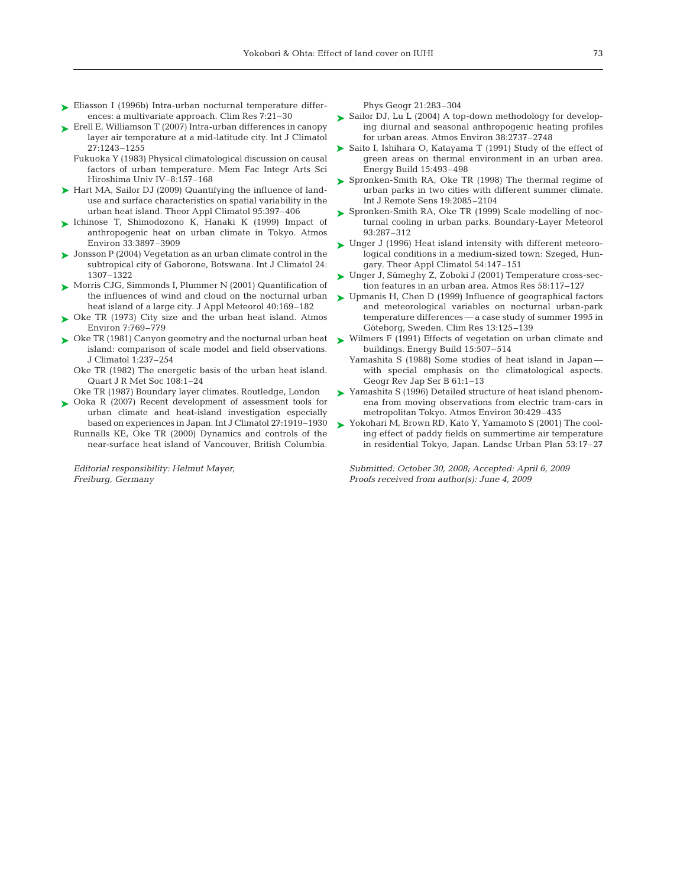Eliasson I (1996b) Intra-urban nocturnal temperature differences: a multivariate approach. Clim Res 7:21–30

Erell E, Williamson T (2007) Intra-urban differences in canopy layer air temperature at a mid-latitude city. Int J Climatol 27:1243–1255

Fukuoka Y (1983) Physical climatological discussion on causal factors of urban temperature. Mem Fac Integr Arts Sci Hiroshima Univ IV–8:157–168

Hart MA, Sailor DJ (2009) Quantifying the influence of land-use and surface characteristics on spatial variability in the urban heat island. Theor Appl Climatol 95:397–406

Ichinose T, Shimodozono K, Hanaki K (1999) Impact of anthropogenic heat on urban climate in Tokyo. Atmos Environ 33:3897–3909

Jonsson P (2004) Vegetation as an urban climate control in the subtropical city of Gaborone, Botswana. Int J Climatol 24: 1307–1322

Morris CJG, Simmonds I, Plummer N (2001) Quantification of the influences of wind and cloud on the nocturnal urban heat island of a large city. J Appl Meteorol 40:169–182

Oke TR (1973) City size and the urban heat island. Atmos Environ 7:769–779

Oke TR (1981) Canyon geometry and the nocturnal urban heat island: comparison of scale model and field observations. J Climatol 1:237–254

Oke TR (1982) The energetic basis of the urban heat island. Quart J R Met Soc 108:1–24

Oke TR (1987) Boundary layer climates. Routledge, London

Ooka R (2007) Recent development of assessment tools for urban climate and heat-island investigation especially based on experiences in Japan. Int J Climatol 27:1919–1930

Runnalls KE, Oke TR (2000) Dynamics and controls of the near-surface heat island of Vancouver, British Columbia. Phys Geogr 21:283–304

Sailor DJ, Lu L (2004) A top-down methodology for developing diurnal and seasonal anthropogenic heating profiles for urban areas. Atmos Environ 38:2737–2748

Saito I, Ishihara O, Katayama T (1991) Study of the effect of green areas on thermal environment in an urban area. Energy Build 15:493–498

Spronken-Smith RA, Oke TR (1998) The thermal regime of urban parks in two cities with different summer climate. Int J Remote Sens 19:2085–2104

Spronken-Smith RA, Oke TR (1999) Scale modelling of nocturnal cooling in urban parks. Boundary-Layer Meteorol 93:287–312

Unger J (1996) Heat island intensity with different meteorological conditions in a medium-sized town: Szeged, Hungary. Theor Appl Climatol 54:147–151

Unger J, Sümeghy Z, Zoboki J (2001) Temperature cross-section features in an urban area. Atmos Res 58:117–127

Upmanis H, Chen D (1999) Influence of geographical factors and meteorological variables on nocturnal urban-park temperature differences — a case study of summer 1995 in Göteborg, Sweden. Clim Res 13:125–139

Wilmers F (1991) Effects of vegetation on urban climate and buildings. Energy Build 15:507–514

Yamashita S (1988) Some studies of heat island in Japan — with special emphasis on the climatological aspects. Geogr Rev Jap Ser B 61:1–13

Yamashita S (1996) Detailed structure of heat island phenomena from moving observations from electric tram-cars in metropolitan Tokyo. Atmos Environ 30:429–435

Yokohari M, Brown RD, Kato Y, Yamamoto S (2001) The cooling effect of paddy fields on summertime air temperature in residential Tokyo, Japan. Landsc Urban Plan 53:17–27

*Editorial responsibility: Helmut Mayer, Freiburg, Germany*

*Submitted: October 30, 2008; Accepted: April 6, 2009*
*Proofs received from author(s): June 4, 2009*